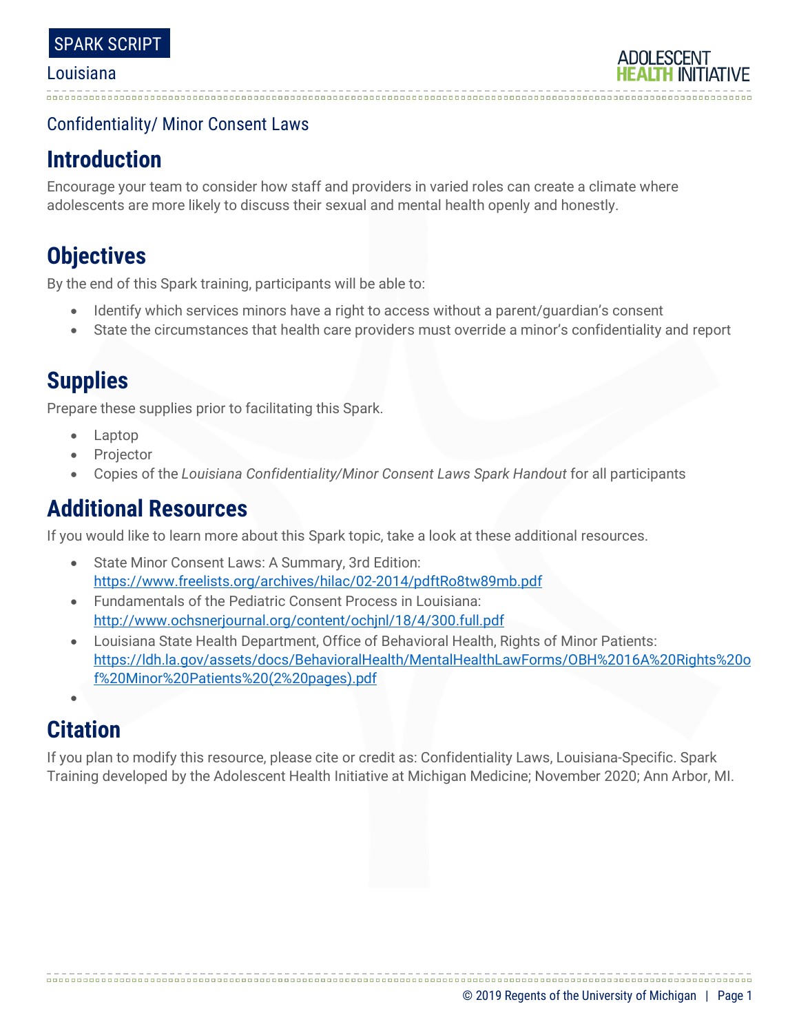SPARK SCRIPT

Louisiana

Confidentiality/ Minor Consent Laws

## Introduction

Encourage your team to consider how staff and providers in varied roles can create a climate where adolescents are more likely to discuss their sexual and mental health openly and honestly.

## Objectives

By the end of this Spark training, participants will be able to:

- Identify which services minors have a right to access without a parent/guardian's consent
- State the circumstances that health care providers must override a minor's confidentiality and report

## Supplies

Prepare these supplies prior to facilitating this Spark.

- Laptop
- Projector
- Copies of the *Louisiana Confidentiality/Minor Consent Laws Spark Handout* for all participants

## Additional Resources

If you would like to learn more about this Spark topic, take a look at these additional resources.

- State Minor Consent Laws: A Summary, 3rd Edition: https://www.freelists.org/archives/hilac/02-2014/pdftRo8tw89mb.pdf
- Fundamentals of the Pediatric Consent Process in Louisiana: http://www.ochsnerjournal.org/content/ochjnl/18/4/300.full.pdf
- Louisiana State Health Department, Office of Behavioral Health, Rights of Minor Patients: https://ldh.la.gov/assets/docs/BehavioralHealth/MentalHealthLawForms/OBH%2016A%20Rights%20of%20Minor%20Patients%20(2%20pages).pdf

## Citation

If you plan to modify this resource, please cite or credit as: Confidentiality Laws, Louisiana-Specific. Spark Training developed by the Adolescent Health Initiative at Michigan Medicine; November 2020; Ann Arbor, MI.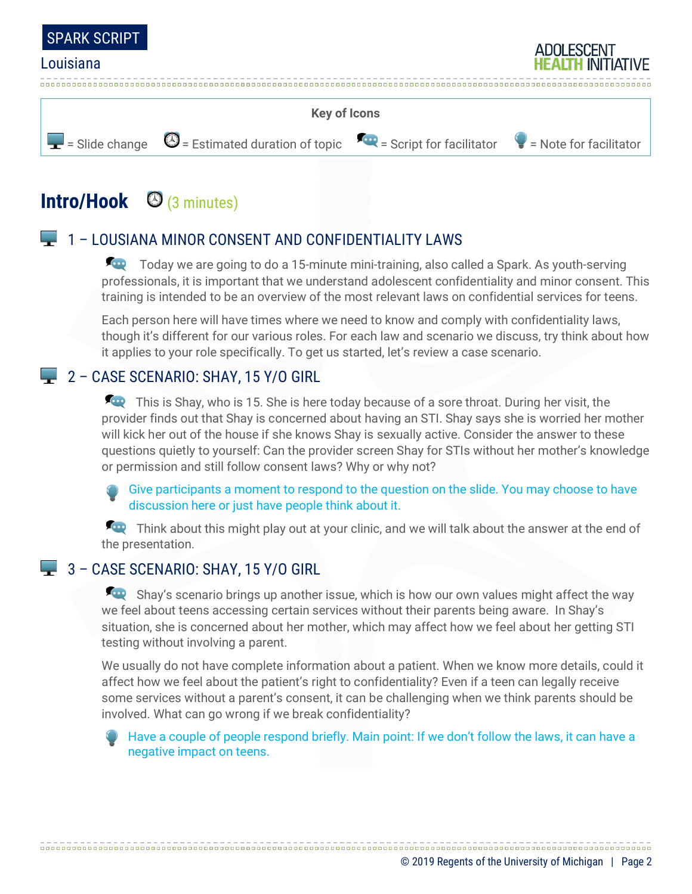**Key of Icons**

= Slide change = Estimated duration of topic = Script for facilitator = Note for facilitator

## Intro/Hook (3 minutes)

### 1 – LOUSIANA MINOR CONSENT AND CONFIDENTIALITY LAWS

Today we are going to do a 15-minute mini-training, also called a Spark. As youth-serving professionals, it is important that we understand adolescent confidentiality and minor consent. This training is intended to be an overview of the most relevant laws on confidential services for teens.

Each person here will have times where we need to know and comply with confidentiality laws, though it's different for our various roles. For each law and scenario we discuss, try think about how it applies to your role specifically. To get us started, let's review a case scenario.

### 2 – CASE SCENARIO: SHAY, 15 Y/O GIRL

This is Shay, who is 15. She is here today because of a sore throat. During her visit, the provider finds out that Shay is concerned about having an STI. Shay says she is worried her mother will kick her out of the house if she knows Shay is sexually active. Consider the answer to these questions quietly to yourself: Can the provider screen Shay for STIs without her mother's knowledge or permission and still follow consent laws? Why or why not?

Give participants a moment to respond to the question on the slide. You may choose to have discussion here or just have people think about it.

Think about this might play out at your clinic, and we will talk about the answer at the end of the presentation.

### 3 – CASE SCENARIO: SHAY, 15 Y/O GIRL

Shay's scenario brings up another issue, which is how our own values might affect the way we feel about teens accessing certain services without their parents being aware. In Shay's situation, she is concerned about her mother, which may affect how we feel about her getting STI testing without involving a parent.

We usually do not have complete information about a patient. When we know more details, could it affect how we feel about the patient's right to confidentiality? Even if a teen can legally receive some services without a parent's consent, it can be challenging when we think parents should be involved. What can go wrong if we break confidentiality?

Have a couple of people respond briefly. Main point: If we don't follow the laws, it can have a negative impact on teens.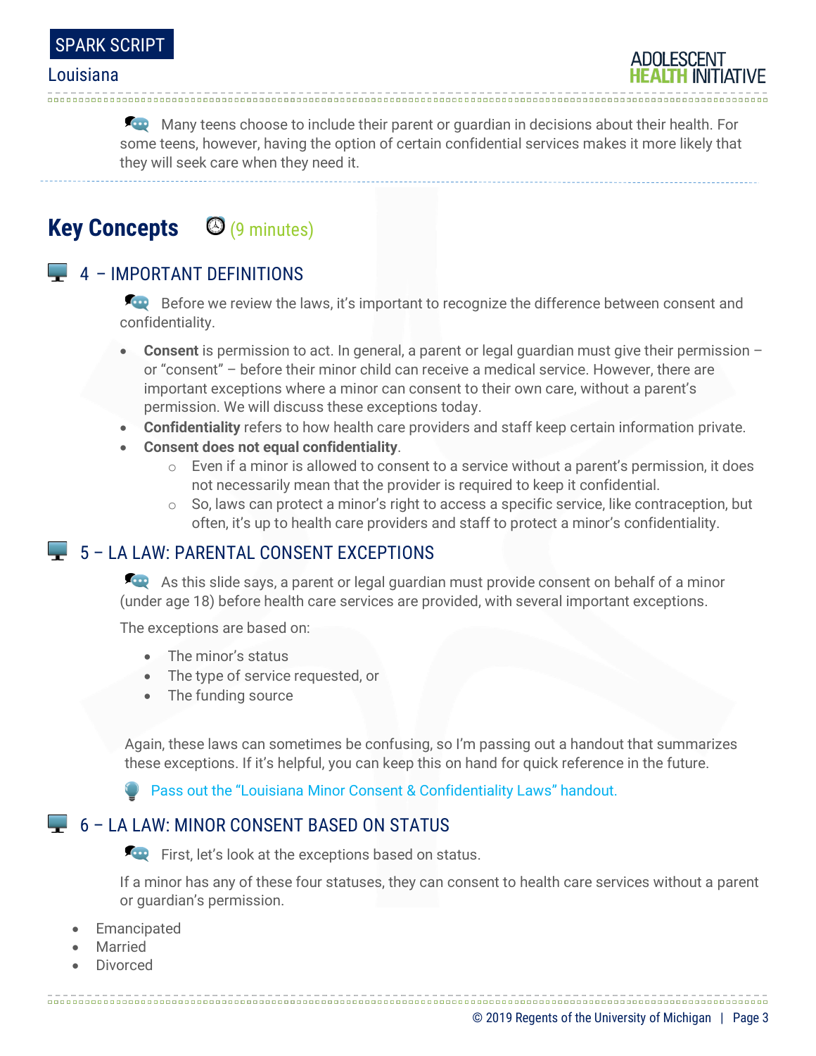Many teens choose to include their parent or guardian in decisions about their health. For some teens, however, having the option of certain confidential services makes it more likely that they will seek care when they need it.

## Key Concepts (9 minutes)

### 4 – IMPORTANT DEFINITIONS

Before we review the laws, it's important to recognize the difference between consent and confidentiality.

- **Consent** is permission to act. In general, a parent or legal guardian must give their permission – or "consent" – before their minor child can receive a medical service. However, there are important exceptions where a minor can consent to their own care, without a parent's permission. We will discuss these exceptions today.
- **Confidentiality** refers to how health care providers and staff keep certain information private.
- **Consent does not equal confidentiality**.
  - Even if a minor is allowed to consent to a service without a parent's permission, it does not necessarily mean that the provider is required to keep it confidential.
  - So, laws can protect a minor's right to access a specific service, like contraception, but often, it's up to health care providers and staff to protect a minor's confidentiality.

### 5 – LA LAW: PARENTAL CONSENT EXCEPTIONS

As this slide says, a parent or legal guardian must provide consent on behalf of a minor (under age 18) before health care services are provided, with several important exceptions.

The exceptions are based on:

- The minor's status
- The type of service requested, or
- The funding source

Again, these laws can sometimes be confusing, so I'm passing out a handout that summarizes these exceptions. If it's helpful, you can keep this on hand for quick reference in the future.

Pass out the "Louisiana Minor Consent & Confidentiality Laws" handout.

### 6 – LA LAW: MINOR CONSENT BASED ON STATUS

First, let's look at the exceptions based on status.

If a minor has any of these four statuses, they can consent to health care services without a parent or guardian's permission.

- Emancipated
- Married
- Divorced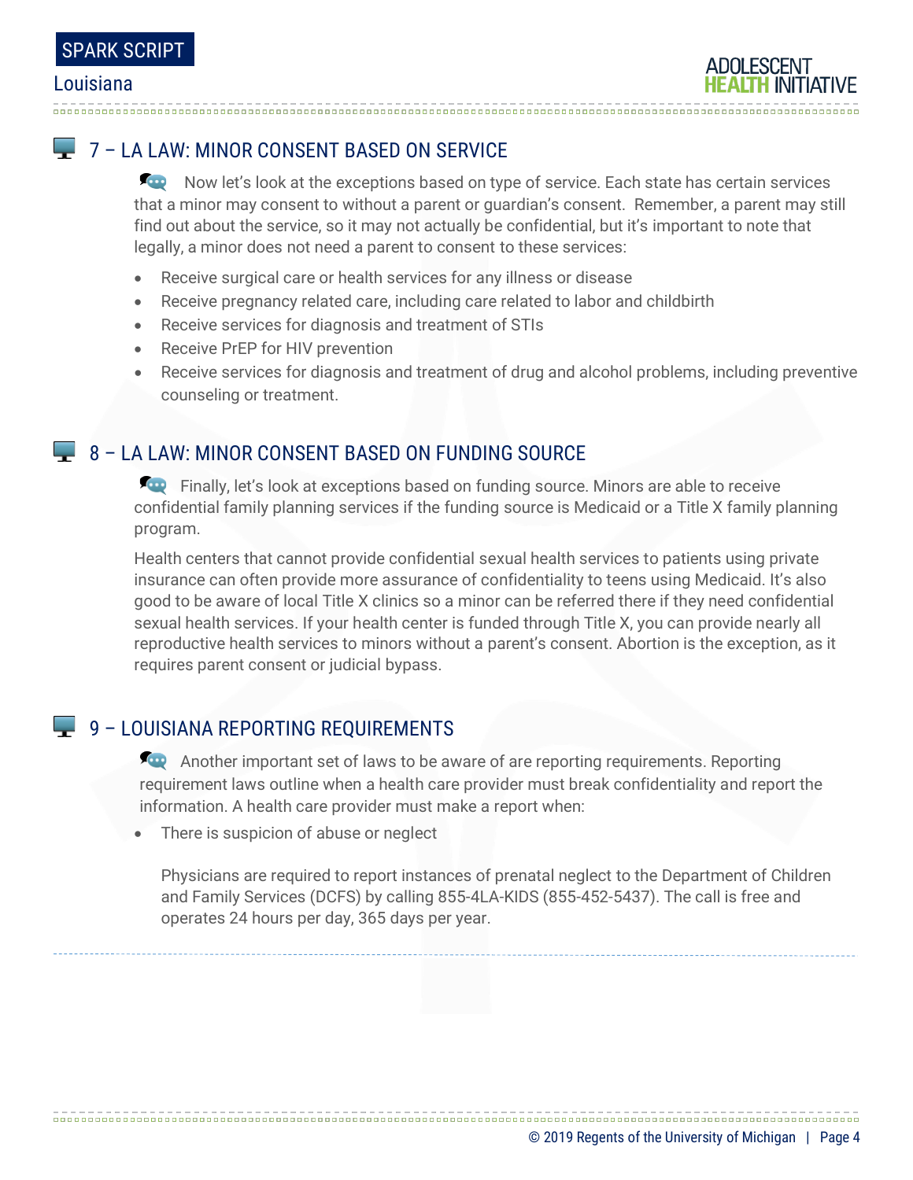## 7 – LA LAW: MINOR CONSENT BASED ON SERVICE

Now let's look at the exceptions based on type of service. Each state has certain services that a minor may consent to without a parent or guardian's consent. Remember, a parent may still find out about the service, so it may not actually be confidential, but it's important to note that legally, a minor does not need a parent to consent to these services:

- Receive surgical care or health services for any illness or disease
- Receive pregnancy related care, including care related to labor and childbirth
- Receive services for diagnosis and treatment of STIs
- Receive PrEP for HIV prevention
- Receive services for diagnosis and treatment of drug and alcohol problems, including preventive counseling or treatment.

## 8 – LA LAW: MINOR CONSENT BASED ON FUNDING SOURCE

Finally, let's look at exceptions based on funding source. Minors are able to receive confidential family planning services if the funding source is Medicaid or a Title X family planning program.

Health centers that cannot provide confidential sexual health services to patients using private insurance can often provide more assurance of confidentiality to teens using Medicaid. It's also good to be aware of local Title X clinics so a minor can be referred there if they need confidential sexual health services. If your health center is funded through Title X, you can provide nearly all reproductive health services to minors without a parent's consent. Abortion is the exception, as it requires parent consent or judicial bypass.

## 9 – LOUISIANA REPORTING REQUIREMENTS

Another important set of laws to be aware of are reporting requirements. Reporting requirement laws outline when a health care provider must break confidentiality and report the information. A health care provider must make a report when:

- There is suspicion of abuse or neglect

  Physicians are required to report instances of prenatal neglect to the Department of Children and Family Services (DCFS) by calling 855-4LA-KIDS (855-452-5437). The call is free and operates 24 hours per day, 365 days per year.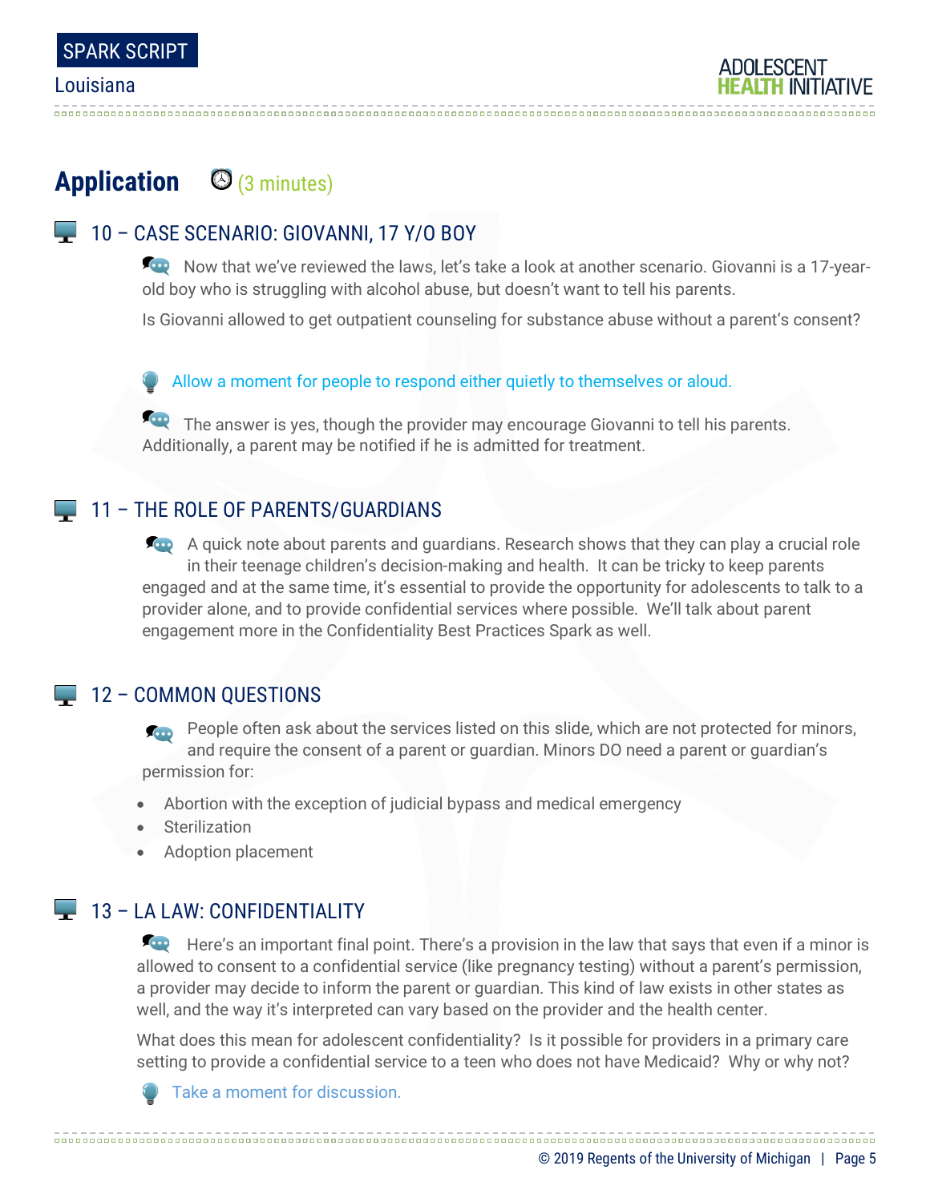## Application (3 minutes)

### 10 – CASE SCENARIO: GIOVANNI, 17 Y/O BOY

Now that we've reviewed the laws, let's take a look at another scenario. Giovanni is a 17-year-old boy who is struggling with alcohol abuse, but doesn't want to tell his parents.

Is Giovanni allowed to get outpatient counseling for substance abuse without a parent's consent?

Allow a moment for people to respond either quietly to themselves or aloud.

The answer is yes, though the provider may encourage Giovanni to tell his parents. Additionally, a parent may be notified if he is admitted for treatment.

### 11 – THE ROLE OF PARENTS/GUARDIANS

A quick note about parents and guardians. Research shows that they can play a crucial role in their teenage children's decision-making and health. It can be tricky to keep parents engaged and at the same time, it's essential to provide the opportunity for adolescents to talk to a provider alone, and to provide confidential services where possible. We'll talk about parent engagement more in the Confidentiality Best Practices Spark as well.

### 12 – COMMON QUESTIONS

People often ask about the services listed on this slide, which are not protected for minors, and require the consent of a parent or guardian. Minors DO need a parent or guardian's permission for:

- Abortion with the exception of judicial bypass and medical emergency
- Sterilization
- Adoption placement

### 13 – LA LAW: CONFIDENTIALITY

Here's an important final point. There's a provision in the law that says that even if a minor is allowed to consent to a confidential service (like pregnancy testing) without a parent's permission, a provider may decide to inform the parent or guardian. This kind of law exists in other states as well, and the way it's interpreted can vary based on the provider and the health center.

What does this mean for adolescent confidentiality? Is it possible for providers in a primary care setting to provide a confidential service to a teen who does not have Medicaid? Why or why not?

Take a moment for discussion.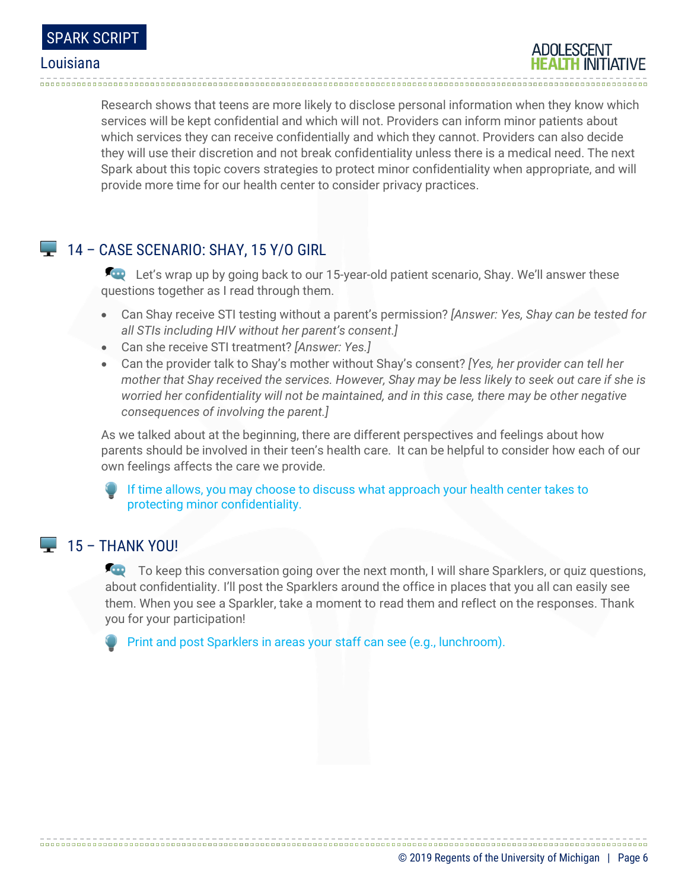Research shows that teens are more likely to disclose personal information when they know which services will be kept confidential and which will not. Providers can inform minor patients about which services they can receive confidentially and which they cannot. Providers can also decide they will use their discretion and not break confidentiality unless there is a medical need. The next Spark about this topic covers strategies to protect minor confidentiality when appropriate, and will provide more time for our health center to consider privacy practices.

## 14 – CASE SCENARIO: SHAY, 15 Y/O GIRL

Let's wrap up by going back to our 15-year-old patient scenario, Shay. We'll answer these questions together as I read through them.

- Can Shay receive STI testing without a parent's permission? *[Answer: Yes, Shay can be tested for all STIs including HIV without her parent's consent.]*
- Can she receive STI treatment? *[Answer: Yes.]*
- Can the provider talk to Shay's mother without Shay's consent? *[Yes, her provider can tell her mother that Shay received the services. However, Shay may be less likely to seek out care if she is worried her confidentiality will not be maintained, and in this case, there may be other negative consequences of involving the parent.]*

As we talked about at the beginning, there are different perspectives and feelings about how parents should be involved in their teen's health care. It can be helpful to consider how each of our own feelings affects the care we provide.

If time allows, you may choose to discuss what approach your health center takes to protecting minor confidentiality.

## 15 – THANK YOU!

To keep this conversation going over the next month, I will share Sparklers, or quiz questions, about confidentiality. I'll post the Sparklers around the office in places that you all can easily see them. When you see a Sparkler, take a moment to read them and reflect on the responses. Thank you for your participation!

Print and post Sparklers in areas your staff can see (e.g., lunchroom).

© 2019 Regents of the University of Michigan